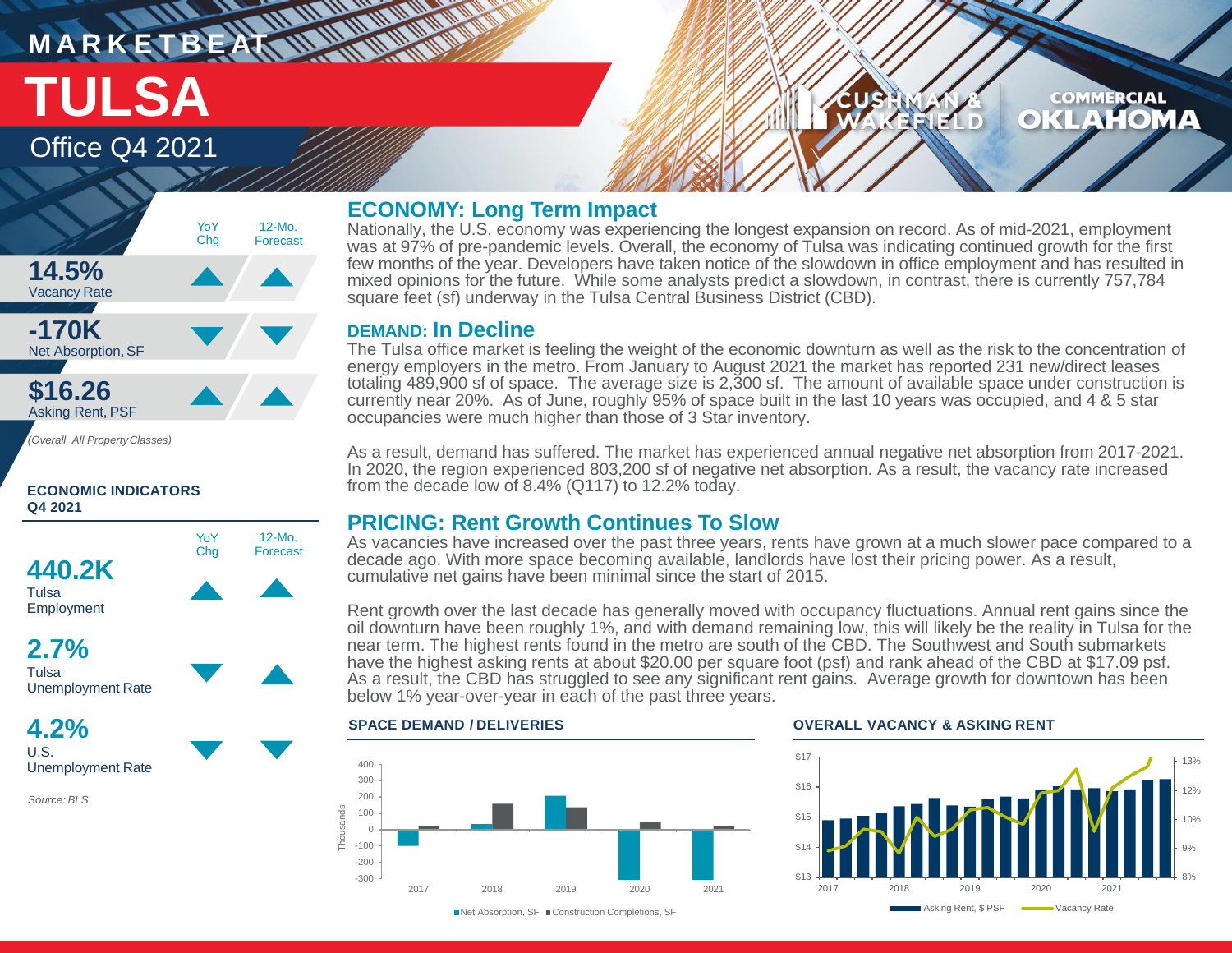MARKETBEAT

# TULSA

Office Q4 2021

CUSHMAN & WAKEFIELD | COMMERCIAL OKLAHOMA

| | YoY Chg | 12-Mo. Forecast |
|---|---|---|
| **14.5%** Vacancy Rate | ▲ | ▲ |
| **-170K** Net Absorption, SF | ▼ | ▼ |
| **$16.26** Asking Rent, PSF | ▲ | ▲ |

*(Overall, All Property Classes)*

**ECONOMIC INDICATORS Q4 2021**

| | YoY Chg | 12-Mo. Forecast |
|---|---|---|
| **440.2K** Tulsa Employment | ▲ | ▲ |
| **2.7%** Tulsa Unemployment Rate | ▼ | ▲ |
| **4.2%** U.S. Unemployment Rate | ▼ | ▼ |

*Source: BLS*

## ECONOMY: Long Term Impact

Nationally, the U.S. economy was experiencing the longest expansion on record. As of mid-2021, employment was at 97% of pre-pandemic levels. Overall, the economy of Tulsa was indicating continued growth for the first few months of the year. Developers have taken notice of the slowdown in office employment and has resulted in mixed opinions for the future. While some analysts predict a slowdown, in contrast, there is currently 757,784 square feet (sf) underway in the Tulsa Central Business District (CBD).

## DEMAND: In Decline

The Tulsa office market is feeling the weight of the economic downturn as well as the risk to the concentration of energy employers in the metro. From January to August 2021 the market has reported 231 new/direct leases totaling 489,900 sf of space. The average size is 2,300 sf. The amount of available space under construction is currently near 20%. As of June, roughly 95% of space built in the last 10 years was occupied, and 4 & 5 star occupancies were much higher than those of 3 Star inventory.

As a result, demand has suffered. The market has experienced annual negative net absorption from 2017-2021. In 2020, the region experienced 803,200 sf of negative net absorption. As a result, the vacancy rate increased from the decade low of 8.4% (Q117) to 12.2% today.

## PRICING: Rent Growth Continues To Slow

As vacancies have increased over the past three years, rents have grown at a much slower pace compared to a decade ago. With more space becoming available, landlords have lost their pricing power. As a result, cumulative net gains have been minimal since the start of 2015.

Rent growth over the last decade has generally moved with occupancy fluctuations. Annual rent gains since the oil downturn have been roughly 1%, and with demand remaining low, this will likely be the reality in Tulsa for the near term. The highest rents found in the metro are south of the CBD. The Southwest and South submarkets have the highest asking rents at about $20.00 per square foot (psf) and rank ahead of the CBD at $17.09 psf. As a result, the CBD has struggled to see any significant rent gains. Average growth for downtown has been below 1% year-over-year in each of the past three years.

**SPACE DEMAND / DELIVERIES**

Net Absorption, SF | Construction Completions, SF (Thousands; 2017–2021)

**OVERALL VACANCY & ASKING RENT**

Asking Rent, $ PSF | Vacancy Rate (2017–2021)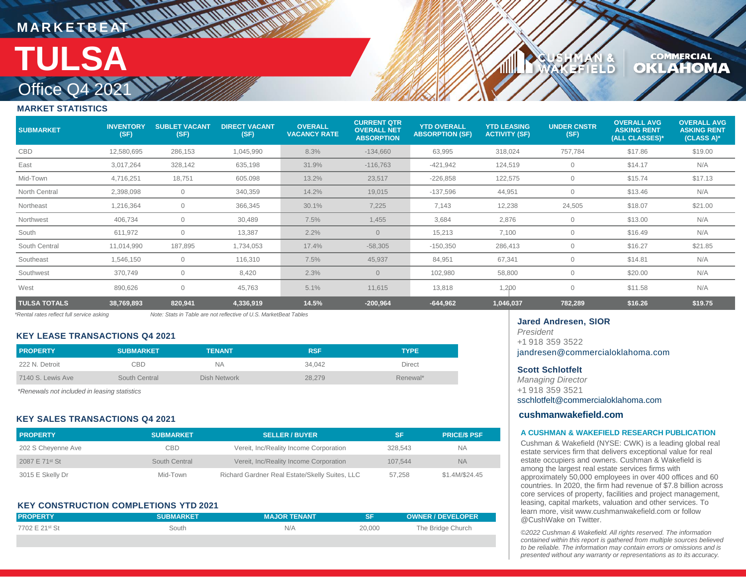# MARKETBEAT

# TULSA

## Office Q4 2021

CUSHMAN & WAKEFIELD | COMMERCIAL OKLAHOMA

### MARKET STATISTICS

| SUBMARKET | INVENTORY (SF) | SUBLET VACANT (SF) | DIRECT VACANT (SF) | OVERALL VACANCY RATE | CURRENT QTR OVERALL NET ABSORPTION | YTD OVERALL ABSORPTION (SF) | YTD LEASING ACTIVITY (SF) | UNDER CNSTR (SF) | OVERALL AVG ASKING RENT (ALL CLASSES)* | OVERALL AVG ASKING RENT (CLASS A)* |
|---|---|---|---|---|---|---|---|---|---|---|
| CBD | 12,580,695 | 286,153 | 1,045,990 | 8.3% | -134,660 | 63,995 | 318,024 | 757,784 | $17.86 | $19.00 |
| East | 3,017,264 | 328,142 | 635,198 | 31.9% | -116,763 | -421,942 | 124,519 | 0 | $14.17 | N/A |
| Mid-Town | 4,716,251 | 18,751 | 605.098 | 13.2% | 23,517 | -226,858 | 122,575 | 0 | $15.74 | $17.13 |
| North Central | 2,398,098 | 0 | 340,359 | 14.2% | 19,015 | -137,596 | 44,951 | 0 | $13.46 | N/A |
| Northeast | 1,216,364 | 0 | 366,345 | 30.1% | 7,225 | 7,143 | 12,238 | 24,505 | $18.07 | $21.00 |
| Northwest | 406,734 | 0 | 30,489 | 7.5% | 1,455 | 3,684 | 2,876 | 0 | $13.00 | N/A |
| South | 611,972 | 0 | 13,387 | 2.2% | 0 | 15,213 | 7,100 | 0 | $16.49 | N/A |
| South Central | 11,014,990 | 187,895 | 1,734,053 | 17.4% | -58,305 | -150,350 | 286,413 | 0 | $16.27 | $21.85 |
| Southeast | 1,546,150 | 0 | 116,310 | 7.5% | 45,937 | 84,951 | 67,341 | 0 | $14.81 | N/A |
| Southwest | 370,749 | 0 | 8,420 | 2.3% | 0 | 102,980 | 58,800 | 0 | $20.00 | N/A |
| West | 890,626 | 0 | 45,763 | 5.1% | 11,615 | 13,818 | 1,200 | 0 | $11.58 | N/A |
| **TULSA TOTALS** | **38,769,893** | **820,941** | **4,336,919** | **14.5%** | **-200,964** | **-644,962** | **1,046,037** | **782,289** | **$16.26** | **$19.75** |

*Rental rates reflect full service asking

*Note: Stats in Table are not reflective of U.S. MarketBeat Tables*

### KEY LEASE TRANSACTIONS Q4 2021

| PROPERTY | SUBMARKET | TENANT | RSF | TYPE |
|---|---|---|---|---|
| 222 N. Detroit | CBD | NA | 34,042 | Direct |
| 7140 S. Lewis Ave | South Central | Dish Network | 28,279 | Renewal* |

*Renewals not included in leasing statistics

### KEY SALES TRANSACTIONS Q4 2021

| PROPERTY | SUBMARKET | SELLER / BUYER | SF | PRICE/$ PSF |
|---|---|---|---|---|
| 202 S Cheyenne Ave | CBD | Vereit, Inc/Reality Income Corporation | 328,543 | NA |
| 2087 E 71st St | South Central | Vereit, Inc/Reality Income Corporation | 107,544 | NA |
| 3015 E Skelly Dr | Mid-Town | Richard Gardner Real Estate/Skelly Suites, LLC | 57,258 | $1.4M/$24.45 |

### KEY CONSTRUCTION COMPLETIONS YTD 2021

| PROPERTY | SUBMARKET | MAJOR TENANT | SF | OWNER / DEVELOPER |
|---|---|---|---|---|
| 7702 E 21st St | South | N/A | 20,000 | The Bridge Church |

**Jared Andresen, SIOR**
*President*
+1 918 359 3522
jandresen@commercialoklahoma.com

**Scott Schlotfelt**
*Managing Director*
+1 918 359 3521
sschlotfelt@commercialoklahoma.com

**cushmanwakefield.com**

### A CUSHMAN & WAKEFIELD RESEARCH PUBLICATION

Cushman & Wakefield (NYSE: CWK) is a leading global real estate services firm that delivers exceptional value for real estate occupiers and owners. Cushman & Wakefield is among the largest real estate services firms with approximately 50,000 employees in over 400 offices and 60 countries. In 2020, the firm had revenue of $7.8 billion across core services of property, facilities and project management, leasing, capital markets, valuation and other services. To learn more, visit www.cushmanwakefield.com or follow @CushWake on Twitter.

*©2022 Cushman & Wakefield. All rights reserved. The information contained within this report is gathered from multiple sources believed to be reliable. The information may contain errors or omissions and is presented without any warranty or representations as to its accuracy.*